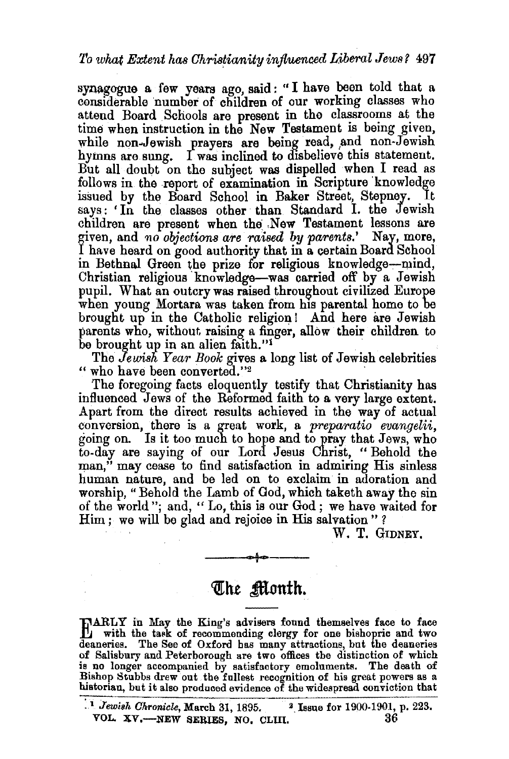synagogue a few years ago, said: "I have been told that a considerable number of children of our working classes who attend Board Schools are present in the classrooms at the time when instruction in the New Testament is being given, while non-Jewish prayers are being read, and non-Jewish hymns are sung. I was inclined to disbelieve this statement. But all doubt on the subject was dispelled when I read as follows in the report of examination in Scripture knowledge issued by the Board School in Baker Street, Stepney. It says: 'In the classes other than Standard I. the Jewish children are present when the New Testament lessons are given, and *no objections are raised by parents.*' Nay, more, I have heard on good authority that in a certain Board School in Bethnal Green the prize for religious knowledge—mind, Christian religious knowledge—was carried off by a Jewish pupil. What an outcry was raised throughout civilized Europe when young Mortara was taken from his parental home to be brought up in the Catholic religion! And here are Jewish parents who, without raising a finger, allow their children to be brought up in an alien faith."[1]

The *Jewish Year Book* gives a long list of Jewish celebrities "who have been converted."[2]

The foregoing facts eloquently testify that Christianity has influenced Jews of the Reformed faith to a very large extent. Apart from the direct results achieved in the way of actual conversion, there is a great work, a *preparatio evangelii*, going on. Is it too much to hope and to pray that Jews, who to-day are saying of our Lord Jesus Christ, "Behold the man," may cease to find satisfaction in admiring His sinless human nature, and be led on to exclaim in adoration and worship, "Behold the Lamb of God, which taketh away the sin of the world"; and, "Lo, this is our God; we have waited for Him; we will be glad and rejoice in His salvation"?

W. T. GIDNEY.

---

# The Month.

EARLY in May the King's advisers found themselves face to face with the task of recommending clergy for one bishopric and two deaneries. The See of Oxford has many attractions, but the deaneries of Salisbury and Peterborough are two offices the distinction of which is no longer accompanied by satisfactory emoluments. The death of Bishop Stubbs drew out the fullest recognition of his great powers as a historian, but it also produced evidence of the widespread conviction that

---

[1] *Jewish Chronicle*, March 31, 1895. [2] Issue for 1900-1901, p. 223.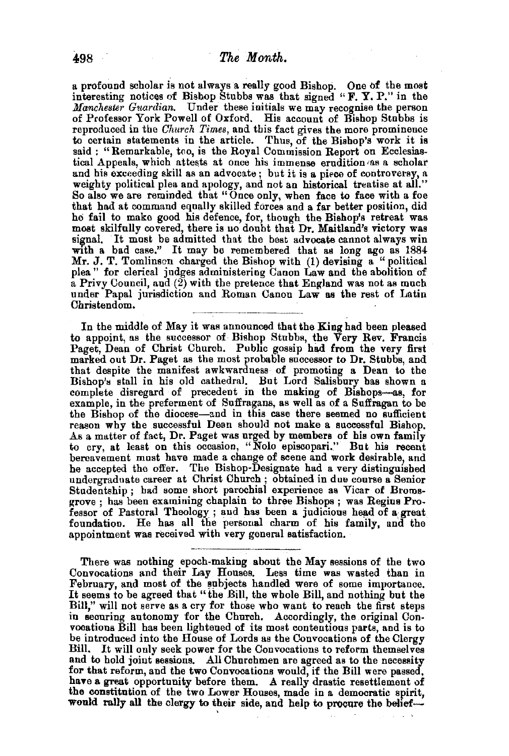a profound scholar is not always a really good Bishop. One of the most interesting notices of Bishop Stubbs was that signed "F. Y. P." in the *Manchester Guardian*. Under these initials we may recognise the person of Professor York Powell of Oxford. His account of Bishop Stubbs is reproduced in the *Church Times*, and this fact gives the more prominence to certain statements in the article. Thus, of the Bishop's work it is said: "Remarkable, too, is the Royal Commission Report on Ecclesiastical Appeals, which attests at once his immense erudition as a scholar and his exceeding skill as an advocate; but it is a piece of controversy, a weighty political plea and apology, and not an historical treatise at all." So also we are reminded that "Once only, when face to face with a foe that had at command equally skilled forces and a far better position, did he fail to make good his defence, for, though the Bishop's retreat was most skilfully covered, there is no doubt that Dr. Maitland's victory was signal. It must be admitted that the best advocate cannot always win with a bad case." It may be remembered that as long ago as 1884 Mr. J. T. Tomlinson charged the Bishop with (1) devising a "political plea" for clerical judges administering Canon Law and the abolition of a Privy Council, and (2) with the pretence that England was not as much under Papal jurisdiction and Roman Canon Law as the rest of Latin Christendom.

---

In the middle of May it was announced that the King had been pleased to appoint, as the successor of Bishop Stubbs, the Very Rev. Francis Paget, Dean of Christ Church. Public gossip had from the very first marked out Dr. Paget as the most probable successor to Dr. Stubbs, and that despite the manifest awkwardness of promoting a Dean to the Bishop's stall in his old cathedral. But Lord Salisbury has shown a complete disregard of precedent in the making of Bishops—as, for example, in the preferment of Suffragans, as well as of a Suffragan to be the Bishop of the diocese—and in this case there seemed no sufficient reason why the successful Dean should not make a successful Bishop. As a matter of fact, Dr. Paget was urged by members of his own family to cry, at least on this occasion, "Nolo episcopari." But his recent bereavement must have made a change of scene and work desirable, and he accepted the offer. The Bishop-Designate had a very distinguished undergraduate career at Christ Church; obtained in due course a Senior Studentship; had some short parochial experience as Vicar of Bromsgrove; has been examining chaplain to three Bishops; was Regius Professor of Pastoral Theology; and has been a judicious head of a great foundation. He has all the personal charm of his family, and the appointment was received with very general satisfaction.

---

There was nothing epoch-making about the May sessions of the two Convocations and their Lay Houses. Less time was wasted than in February, and most of the subjects handled were of some importance. It seems to be agreed that "the Bill, the whole Bill, and nothing but the Bill," will not serve as a cry for those who want to reach the first steps in securing autonomy for the Church. Accordingly, the original Convocations Bill has been lightened of its most contentious parts, and is to be introduced into the House of Lords as the Convocations of the Clergy Bill. It will only seek power for the Convocations to reform themselves and to hold joint sessions. All Churchmen are agreed as to the necessity for that reform, and the two Convocations would, if the Bill were passed, have a great opportunity before them. A really drastic resettlement of the constitution of the two Lower Houses, made in a democratic spirit, would rally all the clergy to their side, and help to procure the belief—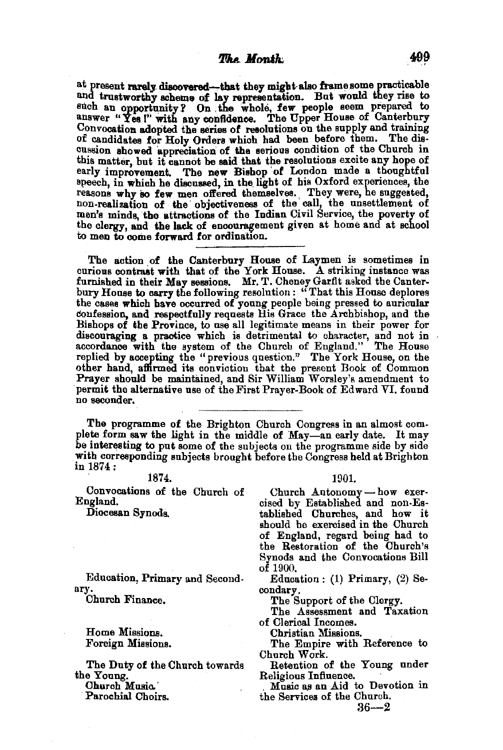at present rarely discovered—that they might also frame some practicable and trustworthy scheme of lay representation. But would they rise to such an opportunity? On the whole, few people seem prepared to answer "Yes!" with any confidence. The Upper House of Canterbury Convocation adopted the series of resolutions on the supply and training of candidates for Holy Orders which had been before them. The discussion showed appreciation of the serious condition of the Church in this matter, but it cannot be said that the resolutions excite any hope of early improvement. The new Bishop of London made a thoughtful speech, in which he discussed, in the light of his Oxford experiences, the reasons why so few men offered themselves. They were, he suggested, non-realization of the objectiveness of the call, the unsettlement of men's minds, the attractions of the Indian Civil Service, the poverty of the clergy, and the lack of encouragement given at home and at school to men to come forward for ordination.

---

The action of the Canterbury House of Laymen is sometimes in curious contrast with that of the York House. A striking instance was furnished in their May sessions. Mr. T. Cheney Garfit asked the Canterbury House to carry the following resolution: "That this House deplores the cases which have occurred of young people being pressed to auricular confession, and respectfully requests His Grace the Archbishop, and the Bishops of the Province, to use all legitimate means in their power for discouraging a practice which is detrimental to character, and not in accordance with the system of the Church of England." The House replied by accepting the "previous question." The York House, on the other hand, affirmed its conviction that the present Book of Common Prayer should be maintained, and Sir William Worsley's amendment to permit the alternative use of the First Prayer-Book of Edward VI. found no seconder.

---

The programme of the Brighton Church Congress in an almost complete form saw the light in the middle of May—an early date. It may be interesting to put some of the subjects on the programme side by side with corresponding subjects brought before the Congress held at Brighton in 1874:

| 1874. | 1901. |
|---|---|
| Convocations of the Church of England. Diocesan Synods. | Church Autonomy — how exercised by Established and non-Established Churches, and how it should be exercised in the Church of England, regard being had to the Restoration of the Church's Synods and the Convocations Bill of 1900. |
| Education, Primary and Secondary. | Education: (1) Primary, (2) Secondary. |
| Church Finance. | The Support of the Clergy. The Assessment and Taxation of Clerical Incomes. |
| Home Missions. Foreign Missions. | Christian Missions. The Empire with Reference to Church Work. |
| The Duty of the Church towards the Young. | Retention of the Young under Religious Influence. |
| Church Music. Parochial Choirs. | Music as an Aid to Devotion in the Services of the Church. |

36—2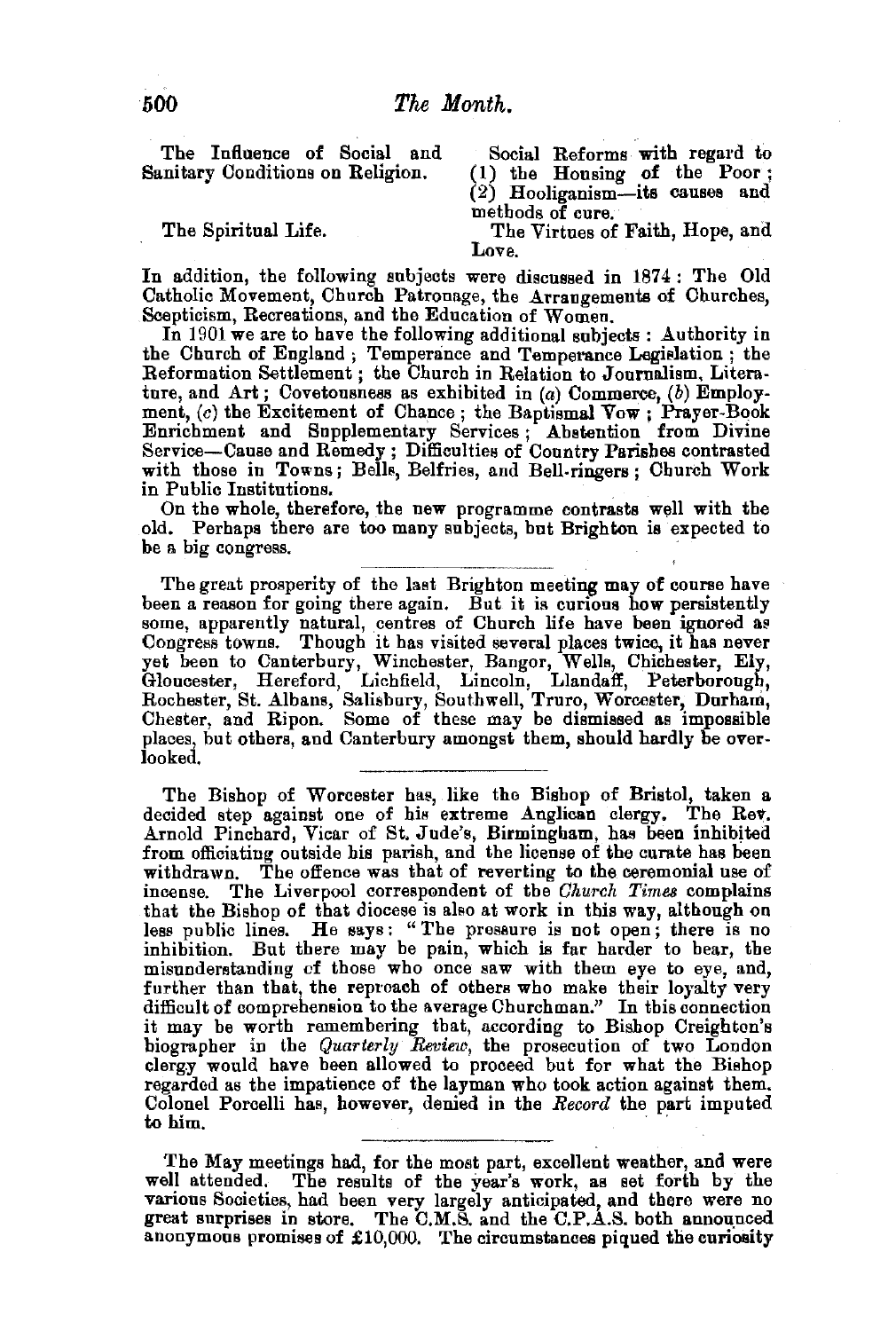| | |
|---|---|
| The Influence of Social and Sanitary Conditions on Religion. | Social Reforms with regard to (1) the Housing of the Poor; (2) Hooliganism—its causes and methods of cure. |
| The Spiritual Life. | The Virtues of Faith, Hope, and Love. |

In addition, the following subjects were discussed in 1874: The Old Catholic Movement, Church Patronage, the Arrangements of Churches, Scepticism, Recreations, and the Education of Women.

In 1901 we are to have the following additional subjects: Authority in the Church of England; Temperance and Temperance Legislation; the Reformation Settlement; the Church in Relation to Journalism, Literature, and Art; Covetousness as exhibited in (*a*) Commerce, (*b*) Employment, (*c*) the Excitement of Chance; the Baptismal Vow; Prayer-Book Enrichment and Supplementary Services; Abstention from Divine Service—Cause and Remedy; Difficulties of Country Parishes contrasted with those in Towns; Bells, Belfries, and Bell-ringers; Church Work in Public Institutions.

On the whole, therefore, the new programme contrasts well with the old. Perhaps there are too many subjects, but Brighton is expected to be a big congress.

---

The great prosperity of the last Brighton meeting may of course have been a reason for going there again. But it is curious how persistently some, apparently natural, centres of Church life have been ignored as Congress towns. Though it has visited several places twice, it has never yet been to Canterbury, Winchester, Bangor, Wells, Chichester, Ely, Gloucester, Hereford, Lichfield, Lincoln, Llandaff, Peterborough, Rochester, St. Albans, Salisbury, Southwell, Truro, Worcester, Durham, Chester, and Ripon. Some of these may be dismissed as impossible places, but others, and Canterbury amongst them, should hardly be overlooked.

---

The Bishop of Worcester has, like the Bishop of Bristol, taken a decided step against one of his extreme Anglican clergy. The Rev. Arnold Pinchard, Vicar of St. Jude's, Birmingham, has been inhibited from officiating outside his parish, and the license of the curate has been withdrawn. The offence was that of reverting to the ceremonial use of incense. The Liverpool correspondent of the *Church Times* complains that the Bishop of that diocese is also at work in this way, although on less public lines. He says: "The pressure is not open; there is no inhibition. But there may be pain, which is far harder to bear, the misunderstanding of those who once saw with them eye to eye, and, further than that, the reproach of others who make their loyalty very difficult of comprehension to the average Churchman." In this connection it may be worth remembering that, according to Bishop Creighton's biographer in the *Quarterly Review*, the prosecution of two London clergy would have been allowed to proceed but for what the Bishop regarded as the impatience of the layman who took action against them. Colonel Porcelli has, however, denied in the *Record* the part imputed to him.

---

The May meetings had, for the most part, excellent weather, and were well attended. The results of the year's work, as set forth by the various Societies, had been very largely anticipated, and there were no great surprises in store. The C.M.S. and the C.P.A.S. both announced anonymous promises of £10,000. The circumstances piqued the curiosity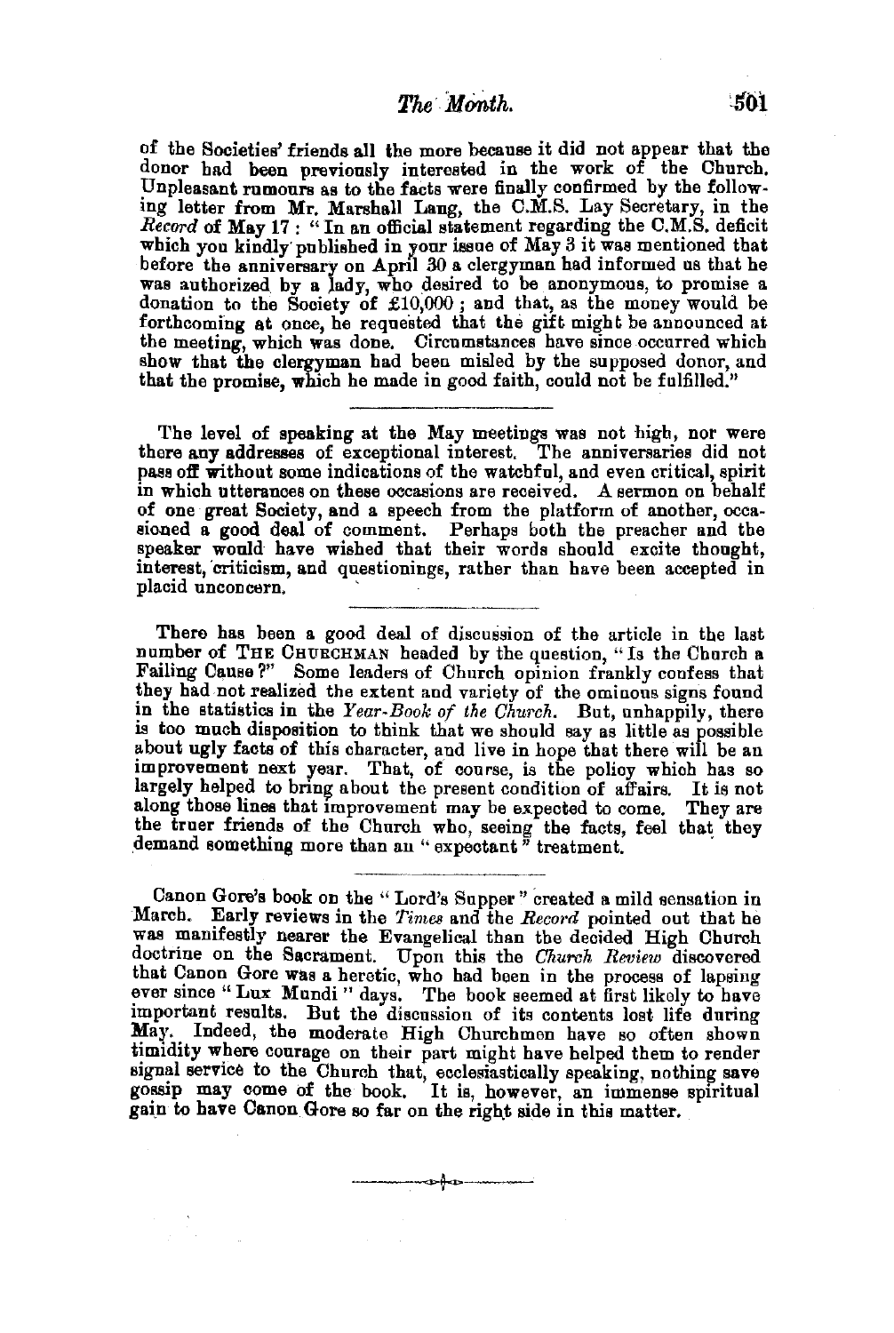of the Societies' friends all the more because it did not appear that the donor had been previously interested in the work of the Church. Unpleasant rumours as to the facts were finally confirmed by the following letter from Mr. Marshall Lang, the C.M.S. Lay Secretary, in the *Record* of May 17: "In an official statement regarding the C.M.S. deficit which you kindly published in your issue of May 3 it was mentioned that before the anniversary on April 30 a clergyman had informed us that he was authorized by a lady, who desired to be anonymous, to promise a donation to the Society of £10,000; and that, as the money would be forthcoming at once, he requested that the gift might be announced at the meeting, which was done. Circumstances have since occurred which show that the clergyman had been misled by the supposed donor, and that the promise, which he made in good faith, could not be fulfilled."

---

The level of speaking at the May meetings was not high, nor were there any addresses of exceptional interest. The anniversaries did not pass off without some indications of the watchful, and even critical, spirit in which utterances on these occasions are received. A sermon on behalf of one great Society, and a speech from the platform of another, occasioned a good deal of comment. Perhaps both the preacher and the speaker would have wished that their words should excite thought, interest, criticism, and questionings, rather than have been accepted in placid unconcern.

---

There has been a good deal of discussion of the article in the last number of THE CHURCHMAN headed by the question, "Is the Church a Failing Cause?" Some leaders of Church opinion frankly confess that they had not realized the extent and variety of the ominous signs found in the statistics in the *Year-Book of the Church*. But, unhappily, there is too much disposition to think that we should say as little as possible about ugly facts of this character, and live in hope that there will be an improvement next year. That, of course, is the policy which has so largely helped to bring about the present condition of affairs. It is not along those lines that improvement may be expected to come. They are the truer friends of the Church who, seeing the facts, feel that they demand something more than an "expectant" treatment.

---

Canon Gore's book on the "Lord's Supper" created a mild sensation in March. Early reviews in the *Times* and the *Record* pointed out that he was manifestly nearer the Evangelical than the decided High Church doctrine on the Sacrament. Upon this the *Church Review* discovered that Canon Gore was a heretic, who had been in the process of lapsing ever since "Lux Mundi" days. The book seemed at first likely to have important results. But the discussion of its contents lost life during May. Indeed, the moderate High Churchmen have so often shown timidity where courage on their part might have helped them to render signal service to the Church that, ecclesiastically speaking, nothing save gossip may come of the book. It is, however, an immense spiritual gain to have Canon Gore so far on the right side in this matter.

---